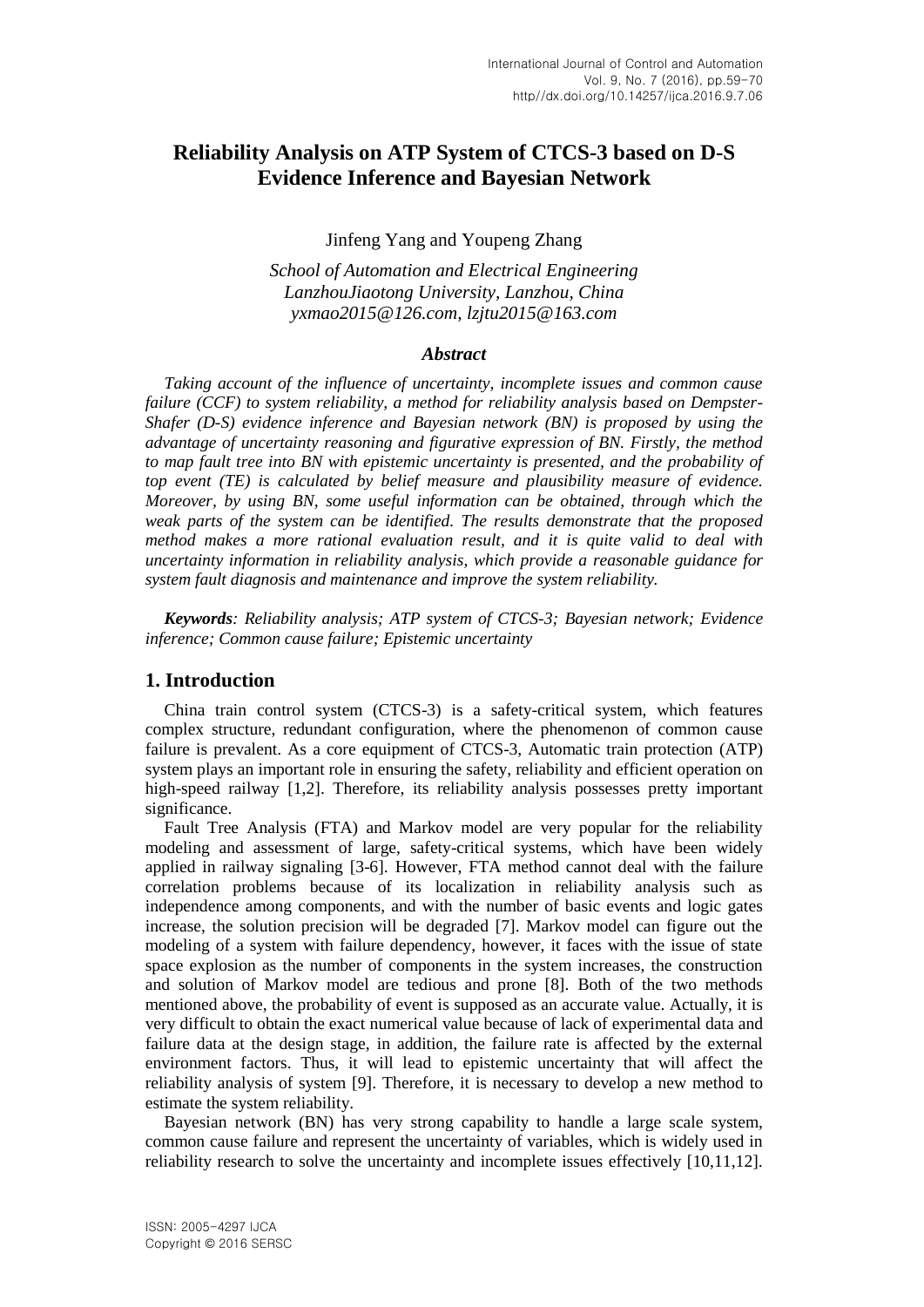# Reliability Analysis on ATP System of CTCS-3 based on D-S Evidence Inference and Bayesian Network

Jinfeng Yang and Youpeng Zhang

*School of Automation and Electrical Engineering*
*LanzhouJiaotong University, Lanzhou, China*
*yxmao2015@126.com, lzjtu2015@163.com*

### *Abstract*

*Taking account of the influence of uncertainty, incomplete issues and common cause failure (CCF) to system reliability, a method for reliability analysis based on Dempster-Shafer (D-S) evidence inference and Bayesian network (BN) is proposed by using the advantage of uncertainty reasoning and figurative expression of BN. Firstly, the method to map fault tree into BN with epistemic uncertainty is presented, and the probability of top event (TE) is calculated by belief measure and plausibility measure of evidence. Moreover, by using BN, some useful information can be obtained, through which the weak parts of the system can be identified. The results demonstrate that the proposed method makes a more rational evaluation result, and it is quite valid to deal with uncertainty information in reliability analysis, which provide a reasonable guidance for system fault diagnosis and maintenance and improve the system reliability.*

***Keywords****: Reliability analysis; ATP system of CTCS-3; Bayesian network; Evidence inference; Common cause failure; Epistemic uncertainty*

## 1. Introduction

China train control system (CTCS-3) is a safety-critical system, which features complex structure, redundant configuration, where the phenomenon of common cause failure is prevalent. As a core equipment of CTCS-3, Automatic train protection (ATP) system plays an important role in ensuring the safety, reliability and efficient operation on high-speed railway [1,2]. Therefore, its reliability analysis possesses pretty important significance.

Fault Tree Analysis (FTA) and Markov model are very popular for the reliability modeling and assessment of large, safety-critical systems, which have been widely applied in railway signaling [3-6]. However, FTA method cannot deal with the failure correlation problems because of its localization in reliability analysis such as independence among components, and with the number of basic events and logic gates increase, the solution precision will be degraded [7]. Markov model can figure out the modeling of a system with failure dependency, however, it faces with the issue of state space explosion as the number of components in the system increases, the construction and solution of Markov model are tedious and prone [8]. Both of the two methods mentioned above, the probability of event is supposed as an accurate value. Actually, it is very difficult to obtain the exact numerical value because of lack of experimental data and failure data at the design stage, in addition, the failure rate is affected by the external environment factors. Thus, it will lead to epistemic uncertainty that will affect the reliability analysis of system [9]. Therefore, it is necessary to develop a new method to estimate the system reliability.

Bayesian network (BN) has very strong capability to handle a large scale system, common cause failure and represent the uncertainty of variables, which is widely used in reliability research to solve the uncertainty and incomplete issues effectively [10,11,12].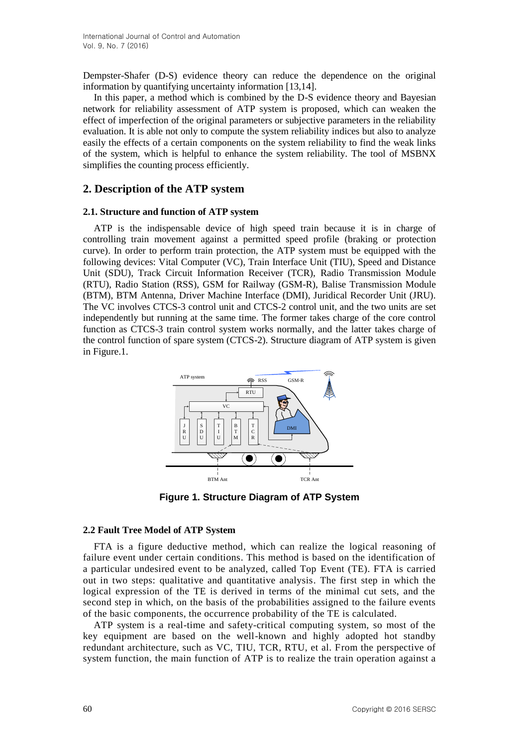Dempster-Shafer (D-S) evidence theory can reduce the dependence on the original information by quantifying uncertainty information [13,14].

In this paper, a method which is combined by the D-S evidence theory and Bayesian network for reliability assessment of ATP system is proposed, which can weaken the effect of imperfection of the original parameters or subjective parameters in the reliability evaluation. It is able not only to compute the system reliability indices but also to analyze easily the effects of a certain components on the system reliability to find the weak links of the system, which is helpful to enhance the system reliability. The tool of MSBNX simplifies the counting process efficiently.

## 2. Description of the ATP system

### 2.1. Structure and function of ATP system

ATP is the indispensable device of high speed train because it is in charge of controlling train movement against a permitted speed profile (braking or protection curve). In order to perform train protection, the ATP system must be equipped with the following devices: Vital Computer (VC), Train Interface Unit (TIU), Speed and Distance Unit (SDU), Track Circuit Information Receiver (TCR), Radio Transmission Module (RTU), Radio Station (RSS), GSM for Railway (GSM-R), Balise Transmission Module (BTM), BTM Antenna, Driver Machine Interface (DMI), Juridical Recorder Unit (JRU). The VC involves CTCS-3 control unit and CTCS-2 control unit, and the two units are set independently but running at the same time. The former takes charge of the core control function as CTCS-3 train control system works normally, and the latter takes charge of the control function of spare system (CTCS-2). Structure diagram of ATP system is given in Figure.1.

**Figure 1. Structure Diagram of ATP System**

### 2.2 Fault Tree Model of ATP System

FTA is a figure deductive method, which can realize the logical reasoning of failure event under certain conditions. This method is based on the identification of a particular undesired event to be analyzed, called Top Event (TE). FTA is carried out in two steps: qualitative and quantitative analysis. The first step in which the logical expression of the TE is derived in terms of the minimal cut sets, and the second step in which, on the basis of the probabilities assigned to the failure events of the basic components, the occurrence probability of the TE is calculated.

ATP system is a real-time and safety-critical computing system, so most of the key equipment are based on the well-known and highly adopted hot standby redundant architecture, such as VC, TIU, TCR, RTU, et al. From the perspective of system function, the main function of ATP is to realize the train operation against a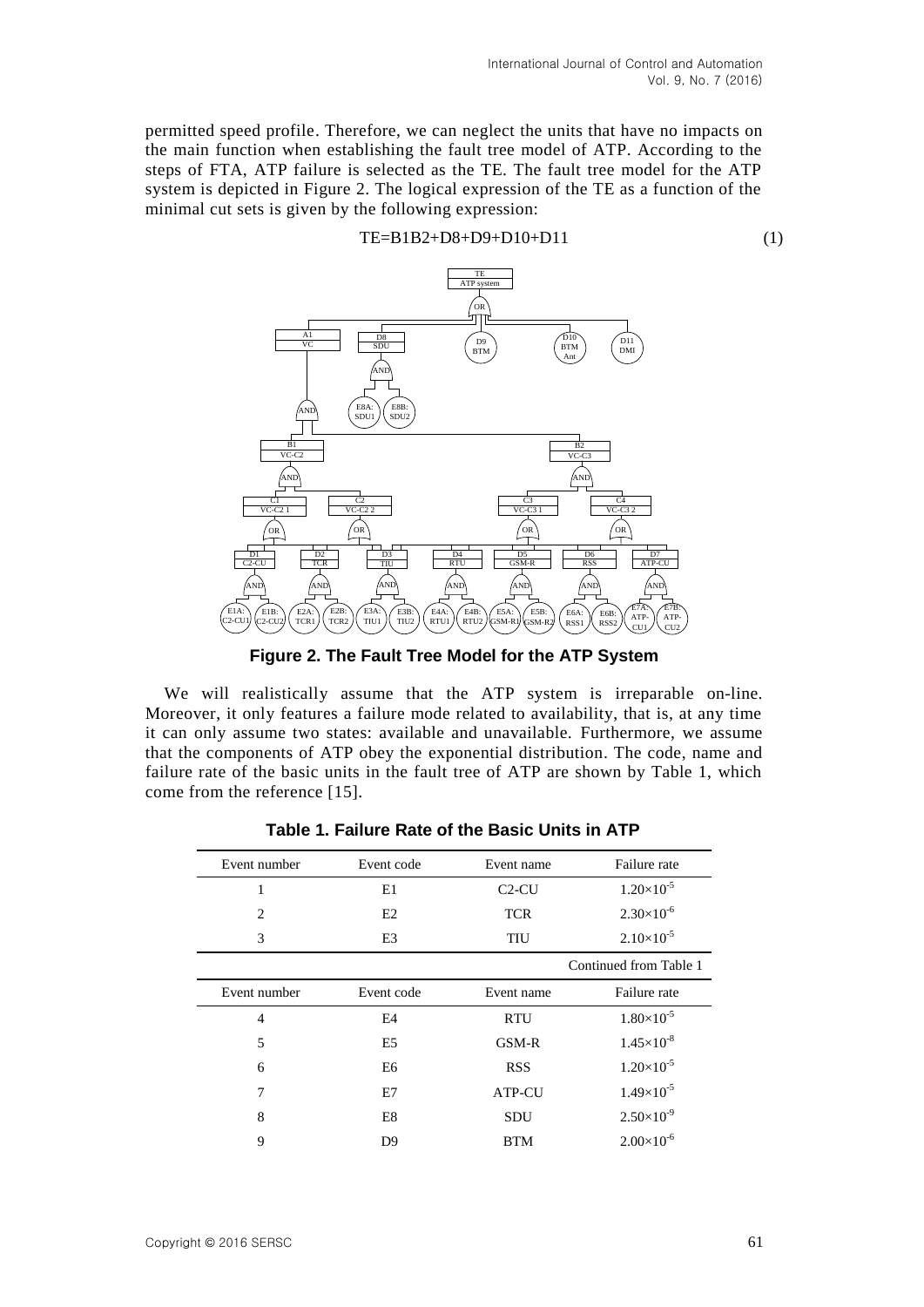permitted speed profile. Therefore, we can neglect the units that have no impacts on the main function when establishing the fault tree model of ATP. According to the steps of FTA, ATP failure is selected as the TE. The fault tree model for the ATP system is depicted in Figure 2. The logical expression of the TE as a function of the minimal cut sets is given by the following expression:

$$TE=B1B2+D8+D9+D10+D11 \tag{1}$$

**Figure 2. The Fault Tree Model for the ATP System**

We will realistically assume that the ATP system is irreparable on-line. Moreover, it only features a failure mode related to availability, that is, at any time it can only assume two states: available and unavailable. Furthermore, we assume that the components of ATP obey the exponential distribution. The code, name and failure rate of the basic units in the fault tree of ATP are shown by Table 1, which come from the reference [15].

**Table 1. Failure Rate of the Basic Units in ATP**

| Event number | Event code | Event name | Failure rate |
|---|---|---|---|
| 1 | E1 | C2-CU | $1.20{\times}10^{-5}$ |
| 2 | E2 | TCR | $2.30{\times}10^{-6}$ |
| 3 | E3 | TIU | $2.10{\times}10^{-5}$ |
| 4 | E4 | RTU | $1.80{\times}10^{-5}$ |
| 5 | E5 | GSM-R | $1.45{\times}10^{-8}$ |
| 6 | E6 | RSS | $1.20{\times}10^{-5}$ |
| 7 | E7 | ATP-CU | $1.49{\times}10^{-5}$ |
| 8 | E8 | SDU | $2.50{\times}10^{-9}$ |
| 9 | D9 | BTM | $2.00{\times}10^{-6}$ |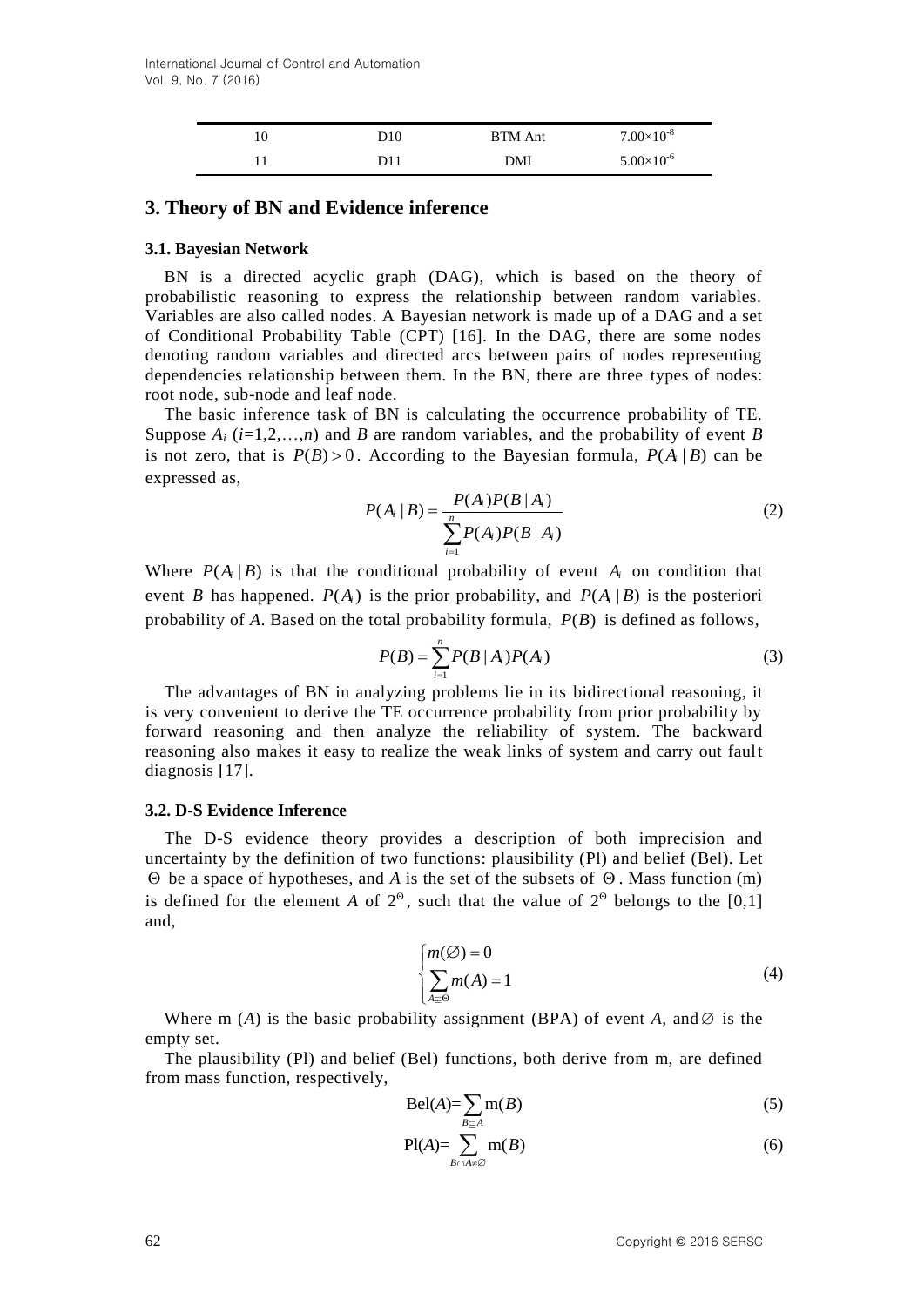| 10 | D10 | BTM Ant | $7.00\times10^{-8}$ |
|---|---|---|---|
| 11 | D11 | DMI | $5.00\times10^{-6}$ |

## 3. Theory of BN and Evidence inference

### 3.1. Bayesian Network

BN is a directed acyclic graph (DAG), which is based on the theory of probabilistic reasoning to express the relationship between random variables. Variables are also called nodes. A Bayesian network is made up of a DAG and a set of Conditional Probability Table (CPT) [16]. In the DAG, there are some nodes denoting random variables and directed arcs between pairs of nodes representing dependencies relationship between them. In the BN, there are three types of nodes: root node, sub-node and leaf node.

The basic inference task of BN is calculating the occurrence probability of TE. Suppose $A_i$ ($i$=1,2,…,$n$) and $B$ are random variables, and the probability of event $B$ is not zero, that is $P(B)>0$. According to the Bayesian formula, $P(A_i\mid B)$ can be expressed as,

$$P(A_i\mid B)=\frac{P(A_i)P(B\mid A_i)}{\sum_{i=1}^{n}P(A_i)P(B\mid A_i)} \tag{2}$$

Where $P(A_i\mid B)$ is that the conditional probability of event $A_i$ on condition that event $B$ has happened. $P(A_i)$ is the prior probability, and $P(A_i\mid B)$ is the posteriori probability of $A$. Based on the total probability formula, $P(B)$ is defined as follows,

$$P(B)=\sum_{i=1}^{n}P(B\mid A_i)P(A_i) \tag{3}$$

The advantages of BN in analyzing problems lie in its bidirectional reasoning, it is very convenient to derive the TE occurrence probability from prior probability by forward reasoning and then analyze the reliability of system. The backward reasoning also makes it easy to realize the weak links of system and carry out fault diagnosis [17].

### 3.2. D-S Evidence Inference

The D-S evidence theory provides a description of both imprecision and uncertainty by the definition of two functions: plausibility (Pl) and belief (Bel). Let $\Theta$ be a space of hypotheses, and $A$ is the set of the subsets of $\Theta$. Mass function (m) is defined for the element $A$ of $2^{\Theta}$, such that the value of $2^{\Theta}$ belongs to the [0,1] and,

$$\begin{cases} m(\varnothing)=0 \\ \sum_{A\subseteq\Theta}m(A)=1 \end{cases} \tag{4}$$

Where m ($A$) is the basic probability assignment (BPA) of event $A$, and $\varnothing$ is the empty set.

The plausibility (Pl) and belief (Bel) functions, both derive from m, are defined from mass function, respectively,

$$\mathrm{Bel}(A)=\sum_{B\subseteq A}\mathrm{m}(B) \tag{5}$$

$$\mathrm{Pl}(A)=\sum_{B\cap A\neq\varnothing}\mathrm{m}(B) \tag{6}$$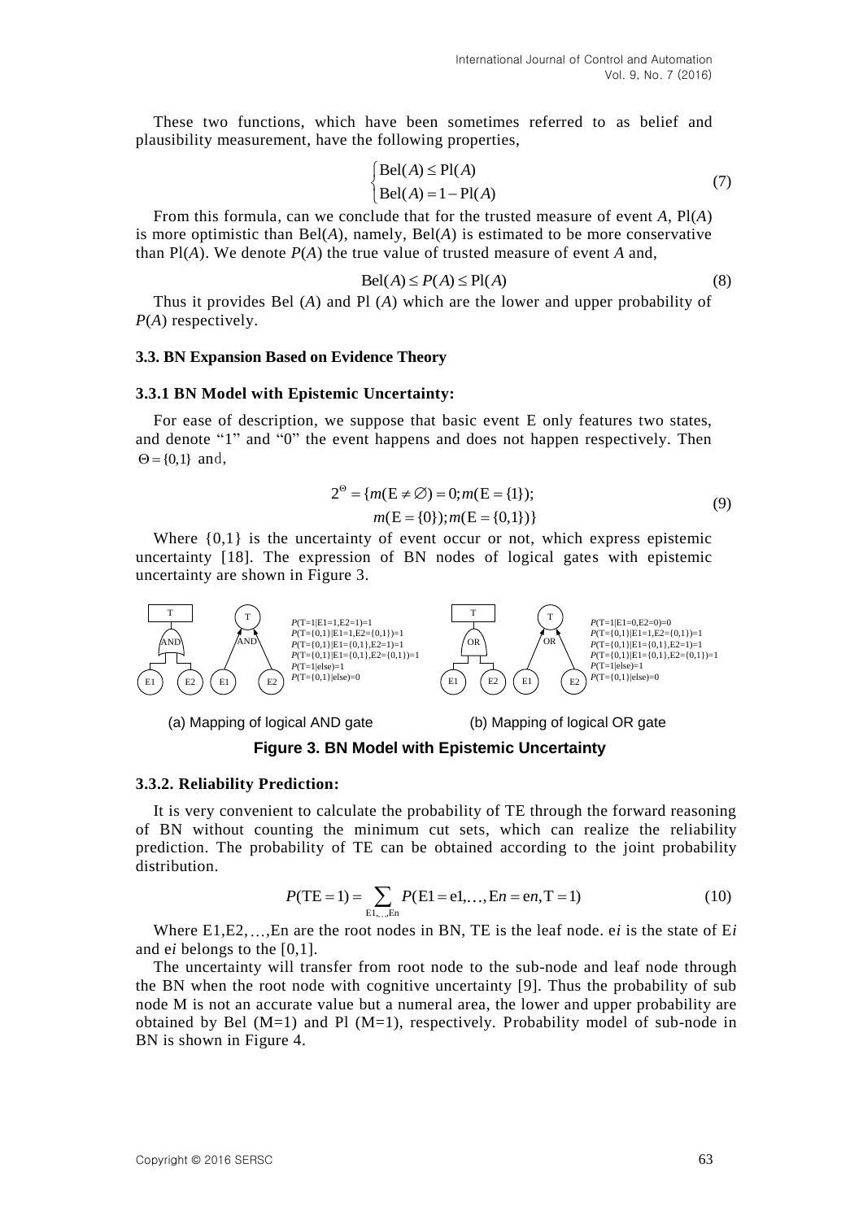These two functions, which have been sometimes referred to as belief and plausibility measurement, have the following properties,

$$\begin{cases} \text{Bel}(A) \le \text{Pl}(A) \\ \text{Bel}(A) = 1 - \text{Pl}(A) \end{cases} \tag{7}$$

From this formula, can we conclude that for the trusted measure of event $A$, Pl($A$) is more optimistic than Bel($A$), namely, Bel($A$) is estimated to be more conservative than Pl($A$). We denote $P(A)$ the true value of trusted measure of event $A$ and,

$$\text{Bel}(A) \le P(A) \le \text{Pl}(A) \tag{8}$$

Thus it provides Bel ($A$) and Pl ($A$) which are the lower and upper probability of $P(A)$ respectively.

### 3.3. BN Expansion Based on Evidence Theory

#### 3.3.1 BN Model with Epistemic Uncertainty:

For ease of description, we suppose that basic event E only features two states, and denote "1" and "0" the event happens and does not happen respectively. Then $\Theta = \{0,1\}$ and,

$$2^{\Theta} = \{m(\text{E} \ne \varnothing) = 0; m(\text{E} = \{1\}); \\ m(\text{E} = \{0\}); m(\text{E} = \{0,1\})\} \tag{9}$$

Where {0,1} is the uncertainty of event occur or not, which express epistemic uncertainty [18]. The expression of BN nodes of logical gates with epistemic uncertainty are shown in Figure 3.

$P$(T=1|E1=1,E2=1)=1
$P$(T={0,1}|E1=1,E2={0,1})=1
$P$(T={0,1}|E1={0,1},E2=1)=1
$P$(T={0,1}|E1={0,1},E2={0,1})=1
$P$(T=1|else)=1
$P$(T={0,1}|else)=0

(a) Mapping of logical AND gate

$P$(T=1|E1=0,E2=0)=0
$P$(T={0,1}|E1=1,E2={0,1})=1
$P$(T={0,1}|E1={0,1},E2=1)=1
$P$(T={0,1}|E1={0,1},E2={0,1})=1
$P$(T=1|else)=1
$P$(T={0,1}|else)=0

(b) Mapping of logical OR gate

**Figure 3. BN Model with Epistemic Uncertainty**

#### 3.3.2. Reliability Prediction:

It is very convenient to calculate the probability of TE through the forward reasoning of BN without counting the minimum cut sets, which can realize the reliability prediction. The probability of TE can be obtained according to the joint probability distribution.

$$P(\text{TE} = 1) = \sum_{\text{E1},\ldots,\text{E}n} P(\text{E1} = \text{e1},\ldots,\text{E}n = \text{e}n, \text{T} = 1) \tag{10}$$

Where E1,E2,…,En are the root nodes in BN, TE is the leaf node. e$i$ is the state of E$i$ and e$i$ belongs to the [0,1].

The uncertainty will transfer from root node to the sub-node and leaf node through the BN when the root node with cognitive uncertainty [9]. Thus the probability of sub node M is not an accurate value but a numeral area, the lower and upper probability are obtained by Bel (M=1) and Pl (M=1), respectively. Probability model of sub-node in BN is shown in Figure 4.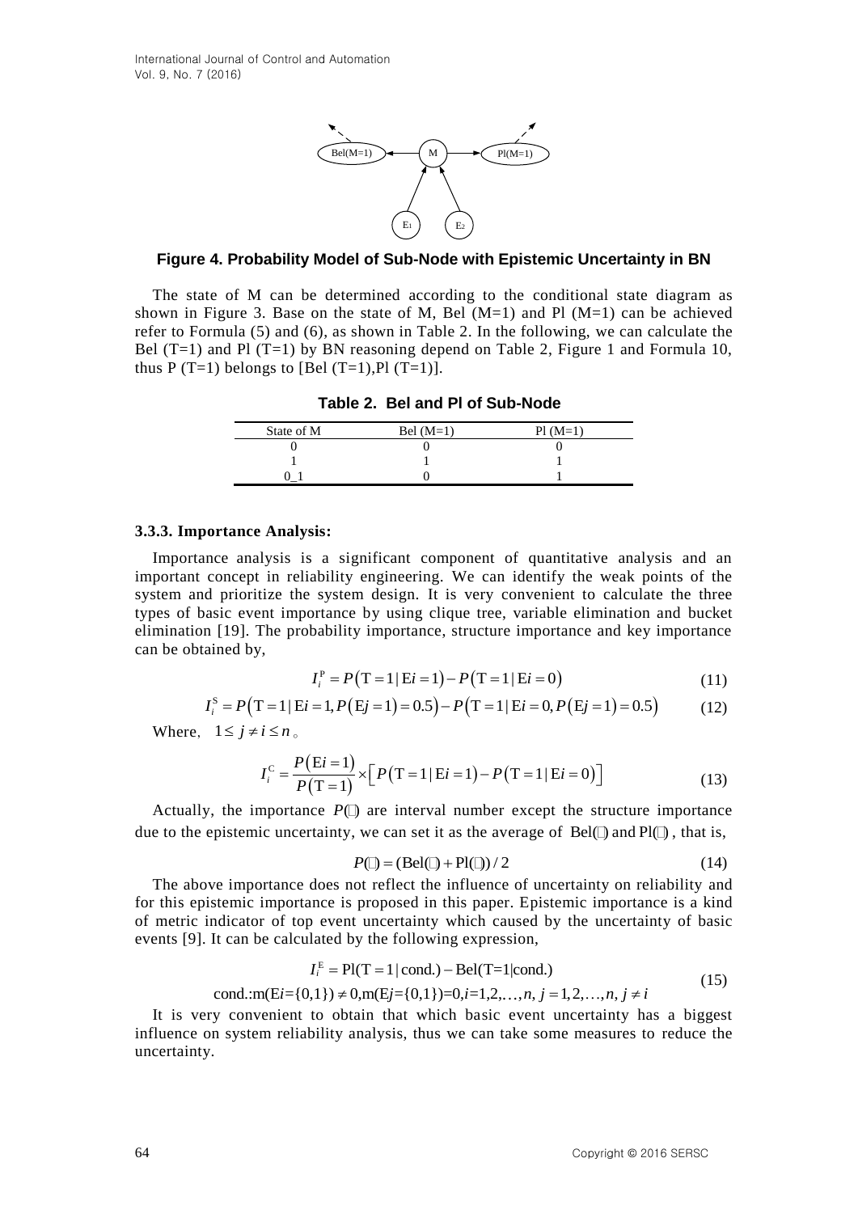**Figure 4. Probability Model of Sub-Node with Epistemic Uncertainty in BN**

The state of M can be determined according to the conditional state diagram as shown in Figure 3. Base on the state of M, Bel (M=1) and Pl (M=1) can be achieved refer to Formula (5) and (6), as shown in Table 2. In the following, we can calculate the Bel (T=1) and Pl (T=1) by BN reasoning depend on Table 2, Figure 1 and Formula 10, thus P (T=1) belongs to [Bel (T=1),Pl (T=1)].

**Table 2. Bel and Pl of Sub-Node**

| State of M | Bel (M=1) | Pl (M=1) |
|---|---|---|
| 0 | 0 | 0 |
| 1 | 1 | 1 |
| 0_1 | 0 | 1 |

#### 3.3.3. Importance Analysis:

Importance analysis is a significant component of quantitative analysis and an important concept in reliability engineering. We can identify the weak points of the system and prioritize the system design. It is very convenient to calculate the three types of basic event importance by using clique tree, variable elimination and bucket elimination [19]. The probability importance, structure importance and key importance can be obtained by,

$$I_i^{\mathrm{P}} = P\left(\mathrm{T}=1 \mid \mathrm{E}i=1\right) - P\left(\mathrm{T}=1 \mid \mathrm{E}i=0\right) \tag{11}$$

$$I_i^{\mathrm{S}} = P\left(\mathrm{T}=1 \mid \mathrm{E}i=1, P\left(\mathrm{E}j=1\right)=0.5\right) - P\left(\mathrm{T}=1 \mid \mathrm{E}i=0, P\left(\mathrm{E}j=1\right)=0.5\right) \tag{12}$$

Where, $1 \le j \ne i \le n$.

$$I_i^{\mathrm{C}} = \frac{P\left(\mathrm{E}i=1\right)}{P\left(\mathrm{T}=1\right)} \times \left[P\left(\mathrm{T}=1 \mid \mathrm{E}i=1\right) - P\left(\mathrm{T}=1 \mid \mathrm{E}i=0\right)\right] \tag{13}$$

Actually, the importance $P(\cdot)$ are interval number except the structure importance due to the epistemic uncertainty, we can set it as the average of $\mathrm{Bel}(\cdot)$ and $\mathrm{Pl}(\cdot)$, that is,

$$P(\cdot) = (\mathrm{Bel}(\cdot) + \mathrm{Pl}(\cdot))/2 \tag{14}$$

The above importance does not reflect the influence of uncertainty on reliability and for this epistemic importance is proposed in this paper. Epistemic importance is a kind of metric indicator of top event uncertainty which caused by the uncertainty of basic events [9]. It can be calculated by the following expression,

$$\begin{gathered} I_i^{\mathrm{E}} = \mathrm{Pl}(\mathrm{T}=1 \mid \mathrm{cond.}) - \mathrm{Bel}(\mathrm{T}=1 \mid \mathrm{cond.}) \\ \mathrm{cond.}: \mathrm{m}(\mathrm{E}i=\{0,1\}) \ne 0, \mathrm{m}(\mathrm{E}j=\{0,1\})=0, i=1,2,\ldots,n, j=1,2,\ldots,n, j \ne i \end{gathered} \tag{15}$$

It is very convenient to obtain that which basic event uncertainty has a biggest influence on system reliability analysis, thus we can take some measures to reduce the uncertainty.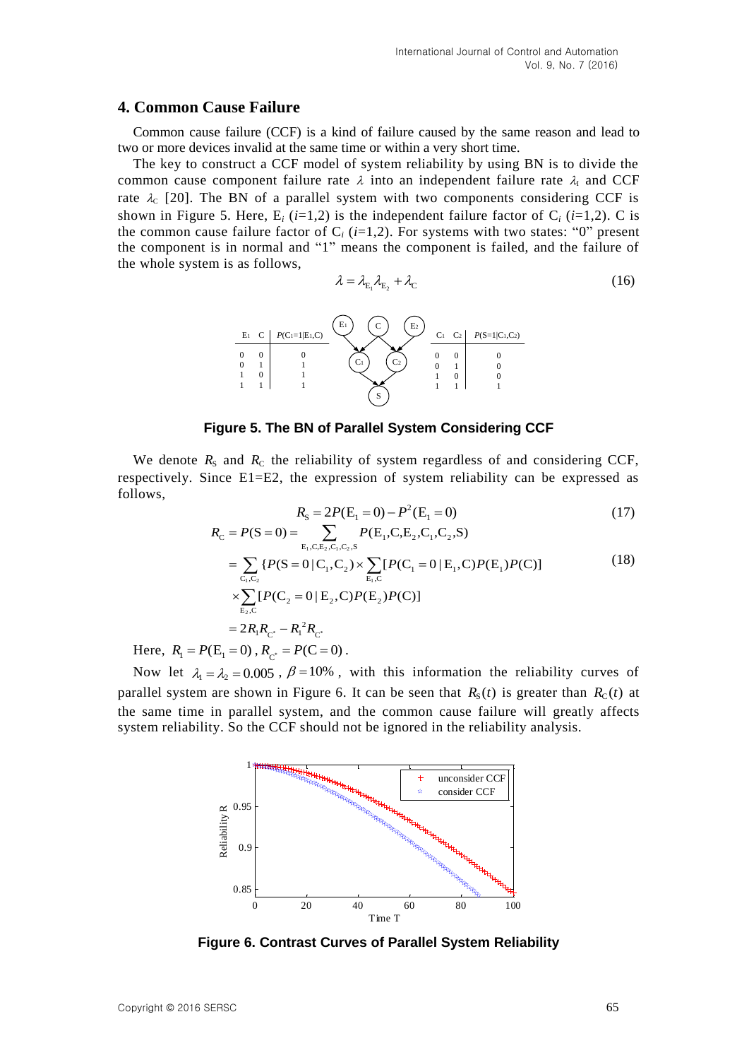## 4. Common Cause Failure

Common cause failure (CCF) is a kind of failure caused by the same reason and lead to two or more devices invalid at the same time or within a very short time.

The key to construct a CCF model of system reliability by using BN is to divide the common cause component failure rate $\lambda$ into an independent failure rate $\lambda_I$ and CCF rate $\lambda_C$ [20]. The BN of a parallel system with two components considering CCF is shown in Figure 5. Here, $E_i$ ($i$=1,2) is the independent failure factor of $C_i$ ($i$=1,2). C is the common cause failure factor of $C_i$ ($i$=1,2). For systems with two states: "0" present the component is in normal and "1" means the component is failed, and the failure of the whole system is as follows,

$$\lambda = \lambda_{E_1}\lambda_{E_2} + \lambda_C \tag{16}$$

| $E_1$ | C | $P(C_1=1\|E_1,C)$ |
|---|---|---|
| 0 | 0 | 0 |
| 0 | 1 | 1 |
| 1 | 0 | 1 |
| 1 | 1 | 1 |

| $C_1$ | $C_2$ | $P(S=1\|C_1,C_2)$ |
|---|---|---|
| 0 | 0 | 0 |
| 0 | 1 | 0 |
| 1 | 0 | 0 |
| 1 | 1 | 1 |

**Figure 5. The BN of Parallel System Considering CCF**

We denote $R_S$ and $R_C$ the reliability of system regardless of and considering CCF, respectively. Since E1=E2, the expression of system reliability can be expressed as follows,

$$R_S = 2P(E_1 = 0) - P^2(E_1 = 0) \tag{17}$$

$$\begin{aligned} R_C = P(S=0) &= \sum_{E_1,C,E_2,C_1,C_2,S} P(E_1,C,E_2,C_1,C_2,S) \\ &= \sum_{C_1,C_2} \{P(S=0\,|\,C_1,C_2) \times \sum_{E_1,C}[P(C_1=0\,|\,E_1,C)P(E_1)P(C)] \\ &\quad \times \sum_{E_2,C}[P(C_2=0\,|\,E_2,C)P(E_2)P(C)] \\ &= 2R_1R_{C^*} - R_1^2R_{C^*} \end{aligned} \tag{18}$$

Here, $R_1 = P(E_1 = 0)$, $R_{C^*} = P(C = 0)$.

Now let $\lambda_1 = \lambda_2 = 0.005$, $\beta = 10\%$, with this information the reliability curves of parallel system are shown in Figure 6. It can be seen that $R_S(t)$ is greater than $R_C(t)$ at the same time in parallel system, and the common cause failure will greatly affects system reliability. So the CCF should not be ignored in the reliability analysis.

**Figure 6. Contrast Curves of Parallel System Reliability**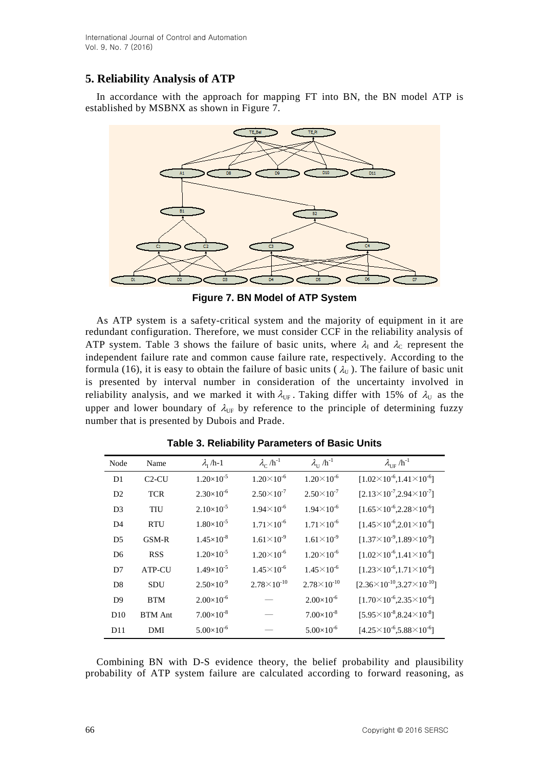## 5. Reliability Analysis of ATP

In accordance with the approach for mapping FT into BN, the BN model ATP is established by MSBNX as shown in Figure 7.

**Figure 7. BN Model of ATP System**

As ATP system is a safety-critical system and the majority of equipment in it are redundant configuration. Therefore, we must consider CCF in the reliability analysis of ATP system. Table 3 shows the failure of basic units, where $\lambda_I$ and $\lambda_C$ represent the independent failure rate and common cause failure rate, respectively. According to the formula (16), it is easy to obtain the failure of basic units ( $\lambda_U$ ). The failure of basic unit is presented by interval number in consideration of the uncertainty involved in reliability analysis, and we marked it with $\lambda_{UF}$. Taking differ with 15% of $\lambda_U$ as the upper and lower boundary of $\lambda_{UF}$ by reference to the principle of determining fuzzy number that is presented by Dubois and Prade.

**Table 3. Reliability Parameters of Basic Units**

| Node | Name | $\lambda_I$ /h-1 | $\lambda_C$ /h$^{-1}$ | $\lambda_U$ /h$^{-1}$ | $\lambda_{UF}$ /h$^{-1}$ |
|---|---|---|---|---|---|
| D1 | C2-CU | $1.20\times10^{-5}$ | $1.20\times10^{-6}$ | $1.20\times10^{-6}$ | $[1.02\times10^{-6},1.41\times10^{-6}]$ |
| D2 | TCR | $2.30\times10^{-6}$ | $2.50\times10^{-7}$ | $2.50\times10^{-7}$ | $[2.13\times10^{-7},2.94\times10^{-7}]$ |
| D3 | TIU | $2.10\times10^{-5}$ | $1.94\times10^{-6}$ | $1.94\times10^{-6}$ | $[1.65\times10^{-6},2.28\times10^{-6}]$ |
| D4 | RTU | $1.80\times10^{-5}$ | $1.71\times10^{-6}$ | $1.71\times10^{-6}$ | $[1.45\times10^{-6},2.01\times10^{-6}]$ |
| D5 | GSM-R | $1.45\times10^{-8}$ | $1.61\times10^{-9}$ | $1.61\times10^{-9}$ | $[1.37\times10^{-9},1.89\times10^{-9}]$ |
| D6 | RSS | $1.20\times10^{-5}$ | $1.20\times10^{-6}$ | $1.20\times10^{-6}$ | $[1.02\times10^{-6},1.41\times10^{-6}]$ |
| D7 | ATP-CU | $1.49\times10^{-5}$ | $1.45\times10^{-6}$ | $1.45\times10^{-6}$ | $[1.23\times10^{-6},1.71\times10^{-6}]$ |
| D8 | SDU | $2.50\times10^{-9}$ | $2.78\times10^{-10}$ | $2.78\times10^{-10}$ | $[2.36\times10^{-10},3.27\times10^{-10}]$ |
| D9 | BTM | $2.00\times10^{-6}$ | — | $2.00\times10^{-6}$ | $[1.70\times10^{-6},2.35\times10^{-6}]$ |
| D10 | BTM Ant | $7.00\times10^{-8}$ | — | $7.00\times10^{-8}$ | $[5.95\times10^{-8},8.24\times10^{-8}]$ |
| D11 | DMI | $5.00\times10^{-6}$ | — | $5.00\times10^{-6}$ | $[4.25\times10^{-6},5.88\times10^{-6}]$ |

Combining BN with D-S evidence theory, the belief probability and plausibility probability of ATP system failure are calculated according to forward reasoning, as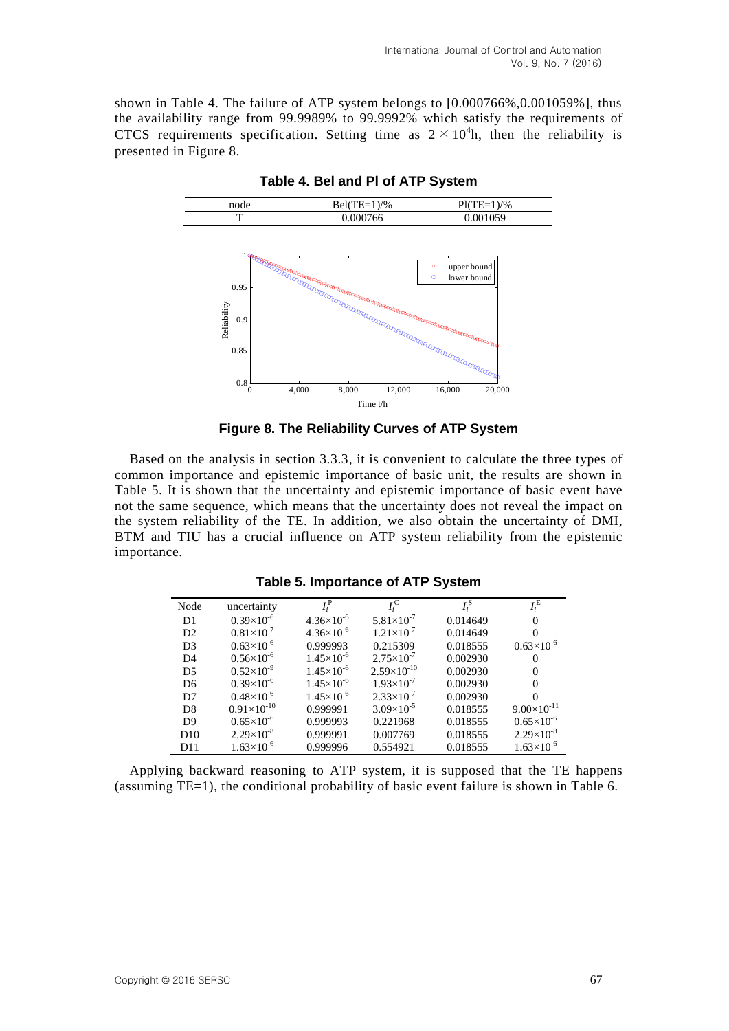shown in Table 4. The failure of ATP system belongs to [0.000766%,0.001059%], thus the availability range from 99.9989% to 99.9992% which satisfy the requirements of CTCS requirements specification. Setting time as $2\times10^4$h, then the reliability is presented in Figure 8.

**Table 4. Bel and Pl of ATP System**

| node | Bel(TE=1)/% | Pl(TE=1)/% |
|---|---|---|
| T | 0.000766 | 0.001059 |

**Figure 8. The Reliability Curves of ATP System**

Based on the analysis in section 3.3.3, it is convenient to calculate the three types of common importance and epistemic importance of basic unit, the results are shown in Table 5. It is shown that the uncertainty and epistemic importance of basic event have not the same sequence, which means that the uncertainty does not reveal the impact on the system reliability of the TE. In addition, we also obtain the uncertainty of DMI, BTM and TIU has a crucial influence on ATP system reliability from the epistemic importance.

**Table 5. Importance of ATP System**

| Node | uncertainty | $I_i^P$ | $I_i^C$ | $I_i^S$ | $I_i^E$ |
|---|---|---|---|---|---|
| D1 | $0.39\times10^{-6}$ | $4.36\times10^{-6}$ | $5.81\times10^{-7}$ | 0.014649 | 0 |
| D2 | $0.81\times10^{-7}$ | $4.36\times10^{-6}$ | $1.21\times10^{-7}$ | 0.014649 | 0 |
| D3 | $0.63\times10^{-6}$ | 0.999993 | 0.215309 | 0.018555 | $0.63\times10^{-6}$ |
| D4 | $0.56\times10^{-6}$ | $1.45\times10^{-6}$ | $2.75\times10^{-7}$ | 0.002930 | 0 |
| D5 | $0.52\times10^{-9}$ | $1.45\times10^{-6}$ | $2.59\times10^{-10}$ | 0.002930 | 0 |
| D6 | $0.39\times10^{-6}$ | $1.45\times10^{-6}$ | $1.93\times10^{-7}$ | 0.002930 | 0 |
| D7 | $0.48\times10^{-6}$ | $1.45\times10^{-6}$ | $2.33\times10^{-7}$ | 0.002930 | 0 |
| D8 | $0.91\times10^{-10}$ | 0.999991 | $3.09\times10^{-5}$ | 0.018555 | $9.00\times10^{-11}$ |
| D9 | $0.65\times10^{-6}$ | 0.999993 | 0.221968 | 0.018555 | $0.65\times10^{-6}$ |
| D10 | $2.29\times10^{-8}$ | 0.999991 | 0.007769 | 0.018555 | $2.29\times10^{-8}$ |
| D11 | $1.63\times10^{-6}$ | 0.999996 | 0.554921 | 0.018555 | $1.63\times10^{-6}$ |

Applying backward reasoning to ATP system, it is supposed that the TE happens (assuming TE=1), the conditional probability of basic event failure is shown in Table 6.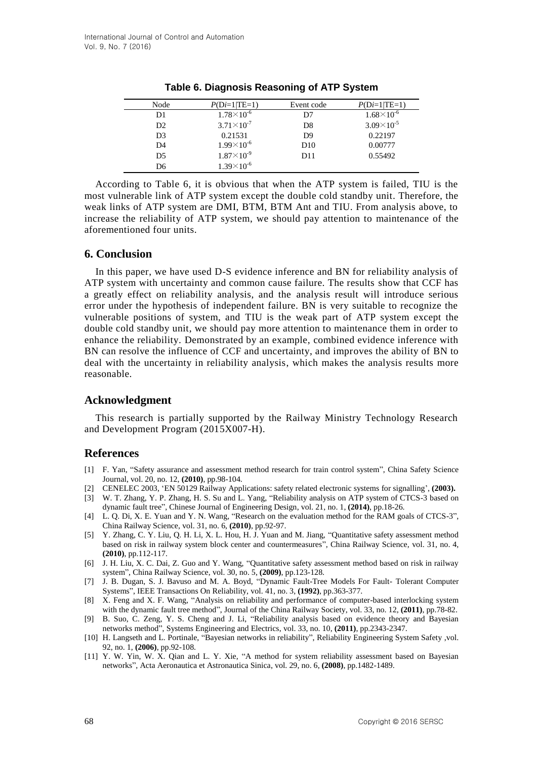**Table 6. Diagnosis Reasoning of ATP System**

| Node | $P(\mathrm{D}i=1\|\mathrm{TE}=1)$ | Event code | $P(\mathrm{D}i=1\|\mathrm{TE}=1)$ |
|---|---|---|---|
| D1 | $1.78\times10^{-6}$ | D7 | $1.68\times10^{-6}$ |
| D2 | $3.71\times10^{-7}$ | D8 | $3.09\times10^{-5}$ |
| D3 | 0.21531 | D9 | 0.22197 |
| D4 | $1.99\times10^{-6}$ | D10 | 0.00777 |
| D5 | $1.87\times10^{-9}$ | D11 | 0.55492 |
| D6 | $1.39\times10^{-6}$ | | |

According to Table 6, it is obvious that when the ATP system is failed, TIU is the most vulnerable link of ATP system except the double cold standby unit. Therefore, the weak links of ATP system are DMI, BTM, BTM Ant and TIU. From analysis above, to increase the reliability of ATP system, we should pay attention to maintenance of the aforementioned four units.

## 6. Conclusion

In this paper, we have used D-S evidence inference and BN for reliability analysis of ATP system with uncertainty and common cause failure. The results show that CCF has a greatly effect on reliability analysis, and the analysis result will introduce serious error under the hypothesis of independent failure. BN is very suitable to recognize the vulnerable positions of system, and TIU is the weak part of ATP system except the double cold standby unit, we should pay more attention to maintenance them in order to enhance the reliability. Demonstrated by an example, combined evidence inference with BN can resolve the influence of CCF and uncertainty, and improves the ability of BN to deal with the uncertainty in reliability analysis, which makes the analysis results more reasonable.

## Acknowledgment

This research is partially supported by the Railway Ministry Technology Research and Development Program (2015X007-H).

## References

[1] F. Yan, "Safety assurance and assessment method research for train control system", China Safety Science Journal, vol. 20, no. 12, **(2010)**, pp.98-104.

[2] CENELEC 2003, 'EN 50129 Railway Applications: safety related electronic systems for signalling', **(2003).**

[3] W. T. Zhang, Y. P. Zhang, H. S. Su and L. Yang, "Reliability analysis on ATP system of CTCS-3 based on dynamic fault tree", Chinese Journal of Engineering Design, vol. 21, no. 1, **(2014)**, pp.18-26.

[4] L. Q. Di, X. E. Yuan and Y. N. Wang, "Research on the evaluation method for the RAM goals of CTCS-3", China Railway Science, vol. 31, no. 6, **(2010)**, pp.92-97.

[5] Y. Zhang, C. Y. Liu, Q. H. Li, X. L. Hou, H. J. Yuan and M. Jiang, "Quantitative safety assessment method based on risk in railway system block center and countermeasures", China Railway Science, vol. 31, no. 4, **(2010)**, pp.112-117.

[6] J. H. Liu, X. C. Dai, Z. Guo and Y. Wang, "Quantitative safety assessment method based on risk in railway system", China Railway Science, vol. 30, no. 5, **(2009)**, pp.123-128.

[7] J. B. Dugan, S. J. Bavuso and M. A. Boyd, "Dynamic Fault-Tree Models For Fault- Tolerant Computer Systems", IEEE Transactions On Reliability, vol. 41, no. 3, **(1992)**, pp.363-377.

[8] X. Feng and X. F. Wang, "Analysis on reliability and performance of computer-based interlocking system with the dynamic fault tree method", Journal of the China Railway Society, vol. 33, no. 12, **(2011)**, pp.78-82.

[9] B. Suo, C. Zeng, Y. S. Cheng and J. Li, "Reliability analysis based on evidence theory and Bayesian networks method", Systems Engineering and Electrics, vol. 33, no. 10, **(2011)**, pp.2343-2347.

[10] H. Langseth and L. Portinale, "Bayesian networks in reliability", Reliability Engineering System Safety ,vol. 92, no. 1, **(2006)**, pp.92-108.

[11] Y. W. Yin, W. X. Qian and L. Y. Xie, "A method for system reliability assessment based on Bayesian networks", Acta Aeronautica et Astronautica Sinica, vol. 29, no. 6, **(2008)**, pp.1482-1489.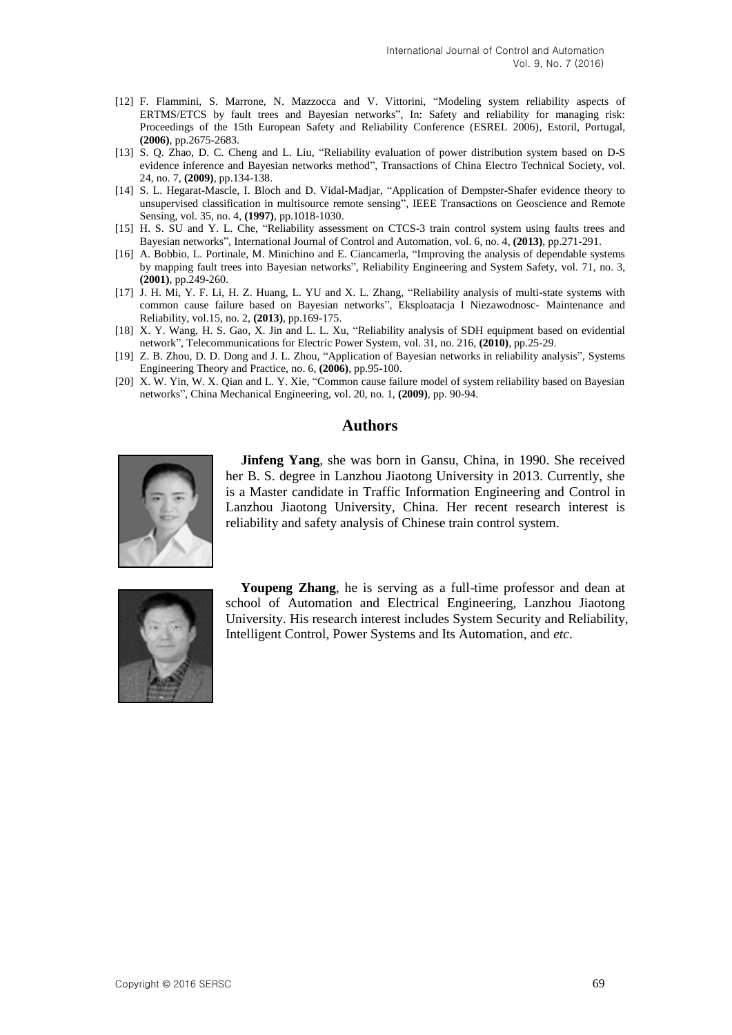[12] F. Flammini, S. Marrone, N. Mazzocca and V. Vittorini, "Modeling system reliability aspects of ERTMS/ETCS by fault trees and Bayesian networks", In: Safety and reliability for managing risk: Proceedings of the 15th European Safety and Reliability Conference (ESREL 2006), Estoril, Portugal, **(2006)**, pp.2675-2683.

[13] S. Q. Zhao, D. C. Cheng and L. Liu, "Reliability evaluation of power distribution system based on D-S evidence inference and Bayesian networks method", Transactions of China Electro Technical Society, vol. 24, no. 7, **(2009)**, pp.134-138.

[14] S. L. Hegarat-Mascle, I. Bloch and D. Vidal-Madjar, "Application of Dempster-Shafer evidence theory to unsupervised classification in multisource remote sensing", IEEE Transactions on Geoscience and Remote Sensing, vol. 35, no. 4, **(1997)**, pp.1018-1030.

[15] H. S. SU and Y. L. Che, "Reliability assessment on CTCS-3 train control system using faults trees and Bayesian networks", International Journal of Control and Automation, vol. 6, no. 4, **(2013)**, pp.271-291.

[16] A. Bobbio, L. Portinale, M. Minichino and E. Ciancamerla, "Improving the analysis of dependable systems by mapping fault trees into Bayesian networks", Reliability Engineering and System Safety, vol. 71, no. 3, **(2001)**, pp.249-260.

[17] J. H. Mi, Y. F. Li, H. Z. Huang, L. YU and X. L. Zhang, "Reliability analysis of multi-state systems with common cause failure based on Bayesian networks", Eksploatacja I Niezawodnosc- Maintenance and Reliability, vol.15, no. 2, **(2013)**, pp.169-175.

[18] X. Y. Wang, H. S. Gao, X. Jin and L. L. Xu, "Reliability analysis of SDH equipment based on evidential network", Telecommunications for Electric Power System, vol. 31, no. 216, **(2010)**, pp.25-29.

[19] Z. B. Zhou, D. D. Dong and J. L. Zhou, "Application of Bayesian networks in reliability analysis", Systems Engineering Theory and Practice, no. 6, **(2006)**, pp.95-100.

[20] X. W. Yin, W. X. Qian and L. Y. Xie, "Common cause failure model of system reliability based on Bayesian networks", China Mechanical Engineering, vol. 20, no. 1, **(2009)**, pp. 90-94.

## Authors

**Jinfeng Yang**, she was born in Gansu, China, in 1990. She received her B. S. degree in Lanzhou Jiaotong University in 2013. Currently, she is a Master candidate in Traffic Information Engineering and Control in Lanzhou Jiaotong University, China. Her recent research interest is reliability and safety analysis of Chinese train control system.

**Youpeng Zhang**, he is serving as a full-time professor and dean at school of Automation and Electrical Engineering, Lanzhou Jiaotong University. His research interest includes System Security and Reliability, Intelligent Control, Power Systems and Its Automation, and *etc*.